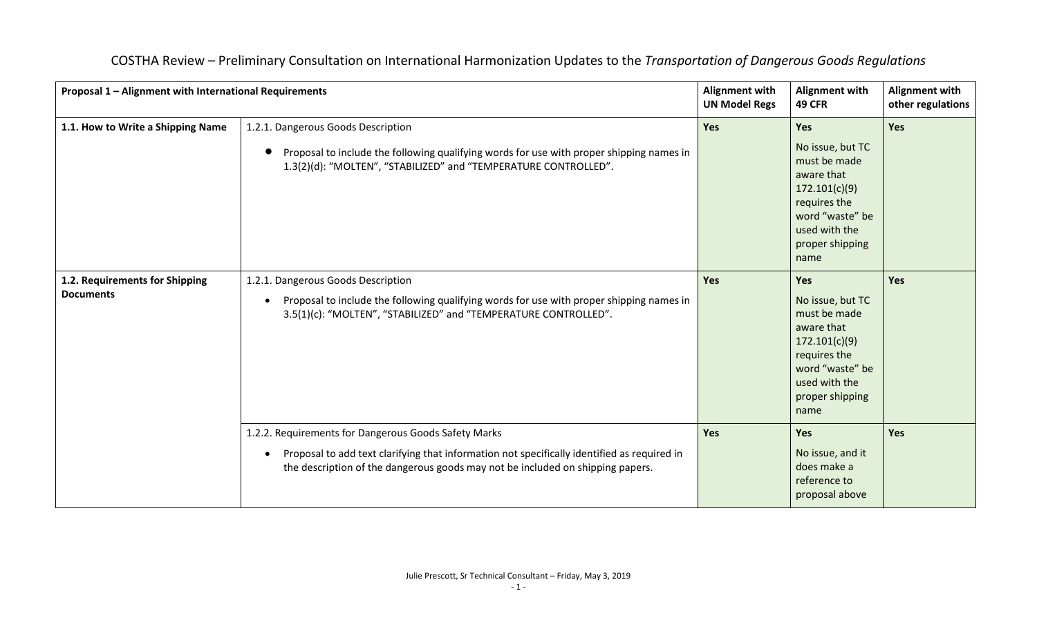# COSTHA Review – Preliminary Consultation on International Harmonization Updates to the *Transportation of Dangerous Goods Regulations*

| **Proposal 1 – Alignment with International Requirements** | | **Alignment with UN Model Regs** | **Alignment with 49 CFR** | **Alignment with other regulations** |
|---|---|---|---|---|
| **1.1. How to Write a Shipping Name** | 1.2.1. Dangerous Goods Description<br><br>• Proposal to include the following qualifying words for use with proper shipping names in 1.3(2)(d): "MOLTEN", "STABILIZED" and "TEMPERATURE CONTROLLED". | **Yes** | **Yes**<br><br>No issue, but TC must be made aware that 172.101(c)(9) requires the word "waste" be used with the proper shipping name | **Yes** |
| **1.2. Requirements for Shipping Documents** | 1.2.1. Dangerous Goods Description<br><br>• Proposal to include the following qualifying words for use with proper shipping names in 3.5(1)(c): "MOLTEN", "STABILIZED" and "TEMPERATURE CONTROLLED". | **Yes** | **Yes**<br><br>No issue, but TC must be made aware that 172.101(c)(9) requires the word "waste" be used with the proper shipping name | **Yes** |
| | 1.2.2. Requirements for Dangerous Goods Safety Marks<br><br>• Proposal to add text clarifying that information not specifically identified as required in the description of the dangerous goods may not be included on shipping papers. | **Yes** | **Yes**<br><br>No issue, and it does make a reference to proposal above | **Yes** |

Julie Prescott, Sr Technical Consultant – Friday, May 3, 2019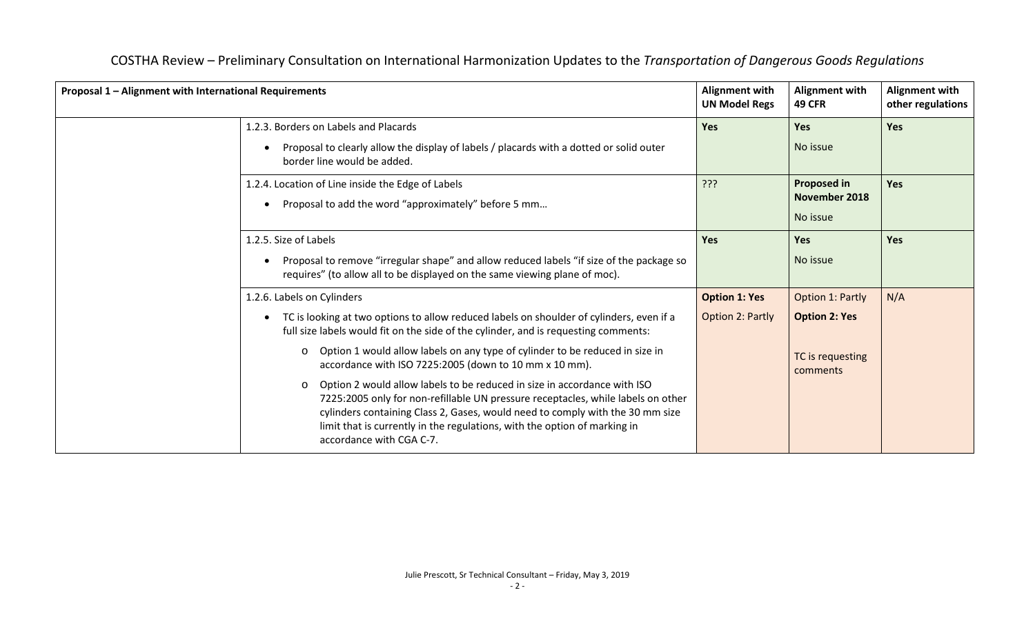| Proposal 1 – Alignment with International Requirements | | Alignment with UN Model Regs | Alignment with 49 CFR | Alignment with other regulations |
|---|---|---|---|---|
| | 1.2.3. Borders on Labels and Placards<br>• Proposal to clearly allow the display of labels / placards with a dotted or solid outer border line would be added. | **Yes** | **Yes**<br>No issue | **Yes** |
| | 1.2.4. Location of Line inside the Edge of Labels<br>• Proposal to add the word "approximately" before 5 mm… | ??? | **Proposed in November 2018**<br>No issue | **Yes** |
| | 1.2.5. Size of Labels<br>• Proposal to remove "irregular shape" and allow reduced labels "if size of the package so requires" (to allow all to be displayed on the same viewing plane of moc). | **Yes** | **Yes**<br>No issue | **Yes** |
| | 1.2.6. Labels on Cylinders<br>• TC is looking at two options to allow reduced labels on shoulder of cylinders, even if a full size labels would fit on the side of the cylinder, and is requesting comments:<br>o Option 1 would allow labels on any type of cylinder to be reduced in size in accordance with ISO 7225:2005 (down to 10 mm x 10 mm).<br>o Option 2 would allow labels to be reduced in size in accordance with ISO 7225:2005 only for non-refillable UN pressure receptacles, while labels on other cylinders containing Class 2, Gases, would need to comply with the 30 mm size limit that is currently in the regulations, with the option of marking in accordance with CGA C-7. | **Option 1: Yes**<br>Option 2: Partly | Option 1: Partly<br>**Option 2: Yes**<br>TC is requesting comments | N/A |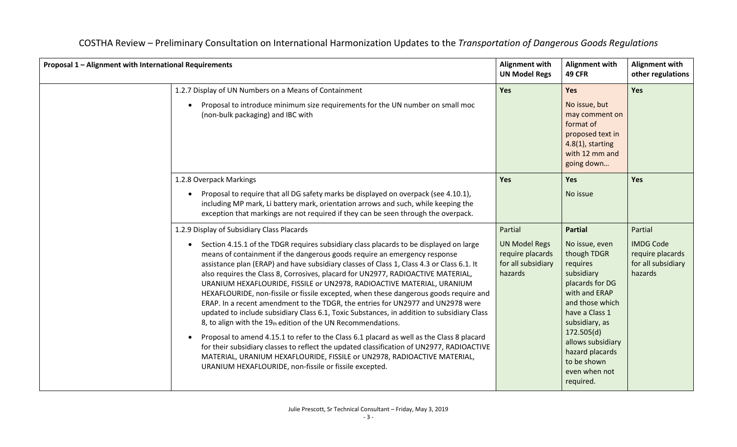| Proposal 1 – Alignment with International Requirements | | Alignment with UN Model Regs | Alignment with 49 CFR | Alignment with other regulations |
|---|---|---|---|---|
| | 1.2.7 Display of UN Numbers on a Means of Containment<br><br>• Proposal to introduce minimum size requirements for the UN number on small moc (non-bulk packaging) and IBC with | **Yes** | **Yes**<br><br>No issue, but may comment on format of proposed text in 4.8(1), starting with 12 mm and going down… | **Yes** |
| | 1.2.8 Overpack Markings<br><br>• Proposal to require that all DG safety marks be displayed on overpack (see 4.10.1), including MP mark, Li battery mark, orientation arrows and such, while keeping the exception that markings are not required if they can be seen through the overpack. | **Yes** | **Yes**<br><br>No issue | **Yes** |
| | 1.2.9 Display of Subsidiary Class Placards<br><br>• Section 4.15.1 of the TDGR requires subsidiary class placards to be displayed on large means of containment if the dangerous goods require an emergency response assistance plan (ERAP) and have subsidiary classes of Class 1, Class 4.3 or Class 6.1. It also requires the Class 8, Corrosives, placard for UN2977, RADIOACTIVE MATERIAL, URANIUM HEXAFLOURIDE, FISSILE or UN2978, RADIOACTIVE MATERIAL, URANIUM HEXAFLOURIDE, non-fissile or fissile excepted, when these dangerous goods require and ERAP. In a recent amendment to the TDGR, the entries for UN2977 and UN2978 were updated to include subsidiary Class 6.1, Toxic Substances, in addition to subsidiary Class 8, to align with the 19th edition of the UN Recommendations.<br><br>• Proposal to amend 4.15.1 to refer to the Class 6.1 placard as well as the Class 8 placard for their subsidiary classes to reflect the updated classification of UN2977, RADIOACTIVE MATERIAL, URANIUM HEXAFLOURIDE, FISSILE or UN2978, RADIOACTIVE MATERIAL, URANIUM HEXAFLOURIDE, non-fissile or fissile excepted. | Partial<br><br>UN Model Regs require placards for all subsidiary hazards | **Partial**<br><br>No issue, even though TDGR requires subsidiary placards for DG with and ERAP and those which have a Class 1 subsidiary, as 172.505(d) allows subsidiary hazard placards to be shown even when not required. | Partial<br><br>IMDG Code require placards for all subsidiary hazards |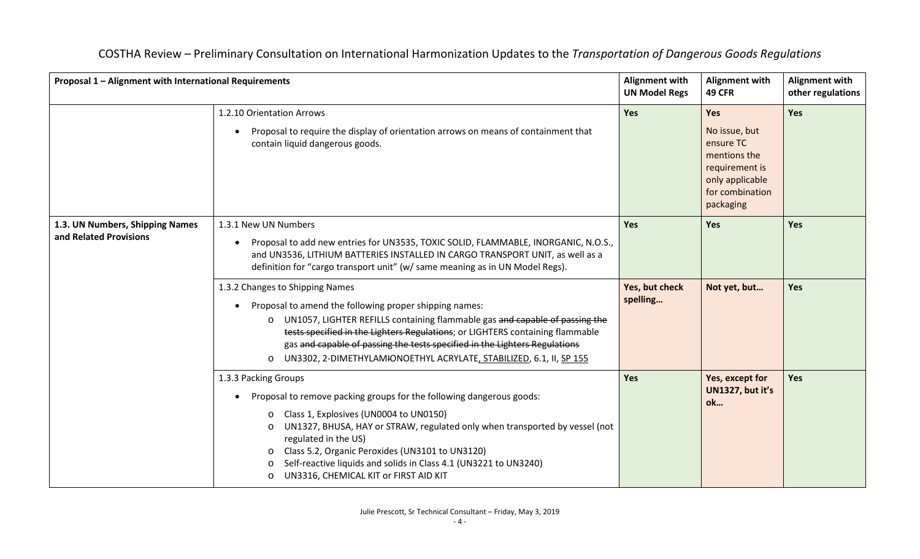| Proposal 1 – Alignment with International Requirements | | Alignment with UN Model Regs | Alignment with 49 CFR | Alignment with other regulations |
|---|---|---|---|---|
| | 1.2.10 Orientation Arrows<br><br>• Proposal to require the display of orientation arrows on means of containment that contain liquid dangerous goods. | **Yes** | **Yes**<br><br>No issue, but ensure TC mentions the requirement is only applicable for combination packaging | **Yes** |
| **1.3. UN Numbers, Shipping Names and Related Provisions** | 1.3.1 New UN Numbers<br><br>• Proposal to add new entries for UN3535, TOXIC SOLID, FLAMMABLE, INORGANIC, N.O.S., and UN3536, LITHIUM BATTERIES INSTALLED IN CARGO TRANSPORT UNIT, as well as a definition for "cargo transport unit" (w/ same meaning as in UN Model Regs). | **Yes** | **Yes** | **Yes** |
| | 1.3.2 Changes to Shipping Names<br><br>• Proposal to amend the following proper shipping names:<br>o UN1057, LIGHTER REFILLS containing flammable gas ~~and capable of passing the tests specified in the Lighters Regulations~~; or LIGHTERS containing flammable gas ~~and capable of passing the tests specified in the Lighters Regulations~~<br>o UN3302, 2-DIMETHYLAMI~~I~~ONOETHYL ACRYLATE, STABILIZED, 6.1, II, SP 155 | **Yes, but check spelling…** | **Not yet, but…** | **Yes** |
| | 1.3.3 Packing Groups<br><br>• Proposal to remove packing groups for the following dangerous goods:<br>o Class 1, Explosives (UN0004 to UN0150)<br>o UN1327, BHUSA, HAY or STRAW, regulated only when transported by vessel (not regulated in the US)<br>o Class 5.2, Organic Peroxides (UN3101 to UN3120)<br>o Self-reactive liquids and solids in Class 4.1 (UN3221 to UN3240)<br>o UN3316, CHEMICAL KIT or FIRST AID KIT | **Yes** | **Yes, except for UN1327, but it's ok…** | **Yes** |

Julie Prescott, Sr Technical Consultant – Friday, May 3, 2019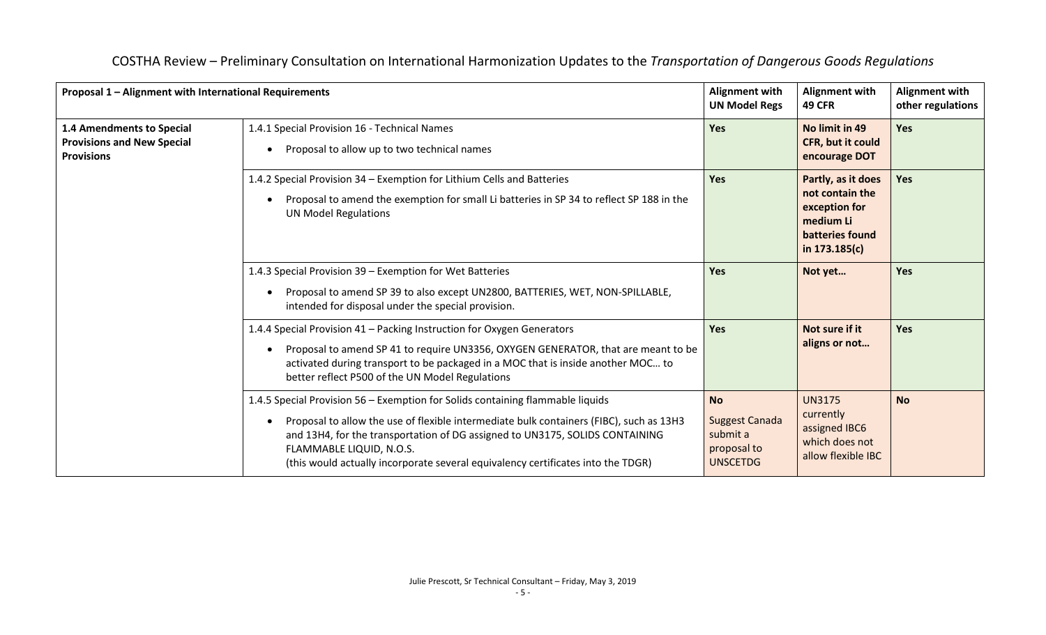# COSTHA Review – Preliminary Consultation on International Harmonization Updates to the *Transportation of Dangerous Goods Regulations*

| **Proposal 1 – Alignment with International Requirements** | | **Alignment with UN Model Regs** | **Alignment with 49 CFR** | **Alignment with other regulations** |
|---|---|---|---|---|
| **1.4 Amendments to Special Provisions and New Special Provisions** | 1.4.1 Special Provision 16 - Technical Names<br>• Proposal to allow up to two technical names | **Yes** | **No limit in 49 CFR, but it could encourage DOT** | **Yes** |
| | 1.4.2 Special Provision 34 – Exemption for Lithium Cells and Batteries<br>• Proposal to amend the exemption for small Li batteries in SP 34 to reflect SP 188 in the UN Model Regulations | **Yes** | **Partly, as it does not contain the exception for medium Li batteries found in 173.185(c)** | **Yes** |
| | 1.4.3 Special Provision 39 – Exemption for Wet Batteries<br>• Proposal to amend SP 39 to also except UN2800, BATTERIES, WET, NON-SPILLABLE, intended for disposal under the special provision. | **Yes** | **Not yet…** | **Yes** |
| | 1.4.4 Special Provision 41 – Packing Instruction for Oxygen Generators<br>• Proposal to amend SP 41 to require UN3356, OXYGEN GENERATOR, that are meant to be activated during transport to be packaged in a MOC that is inside another MOC… to better reflect P500 of the UN Model Regulations | **Yes** | **Not sure if it aligns or not…** | **Yes** |
| | 1.4.5 Special Provision 56 – Exemption for Solids containing flammable liquids<br>• Proposal to allow the use of flexible intermediate bulk containers (FIBC), such as 13H3 and 13H4, for the transportation of DG assigned to UN3175, SOLIDS CONTAINING FLAMMABLE LIQUID, N.O.S.<br>(this would actually incorporate several equivalency certificates into the TDGR) | **No**<br>Suggest Canada submit a proposal to UNSCETDG | UN3175 currently assigned IBC6 which does not allow flexible IBC | **No** |

Julie Prescott, Sr Technical Consultant – Friday, May 3, 2019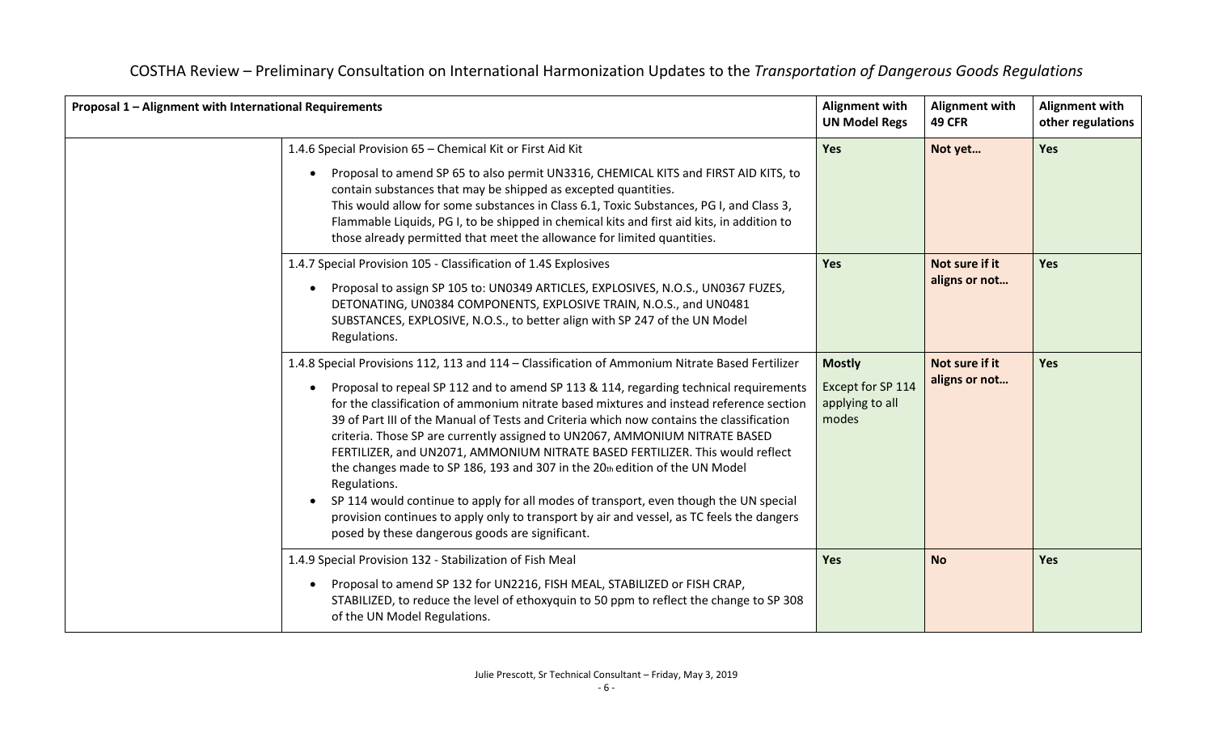# COSTHA Review – Preliminary Consultation on International Harmonization Updates to the *Transportation of Dangerous Goods Regulations*

| Proposal 1 – Alignment with International Requirements | | Alignment with UN Model Regs | Alignment with 49 CFR | Alignment with other regulations |
|---|---|---|---|---|
| | 1.4.6 Special Provision 65 – Chemical Kit or First Aid Kit<br><br>• Proposal to amend SP 65 to also permit UN3316, CHEMICAL KITS and FIRST AID KITS, to contain substances that may be shipped as excepted quantities.<br>This would allow for some substances in Class 6.1, Toxic Substances, PG I, and Class 3, Flammable Liquids, PG I, to be shipped in chemical kits and first aid kits, in addition to those already permitted that meet the allowance for limited quantities. | **Yes** | **Not yet…** | **Yes** |
| | 1.4.7 Special Provision 105 - Classification of 1.4S Explosives<br><br>• Proposal to assign SP 105 to: UN0349 ARTICLES, EXPLOSIVES, N.O.S., UN0367 FUZES, DETONATING, UN0384 COMPONENTS, EXPLOSIVE TRAIN, N.O.S., and UN0481 SUBSTANCES, EXPLOSIVE, N.O.S., to better align with SP 247 of the UN Model Regulations. | **Yes** | **Not sure if it aligns or not…** | **Yes** |
| | 1.4.8 Special Provisions 112, 113 and 114 – Classification of Ammonium Nitrate Based Fertilizer<br><br>• Proposal to repeal SP 112 and to amend SP 113 & 114, regarding technical requirements for the classification of ammonium nitrate based mixtures and instead reference section 39 of Part III of the Manual of Tests and Criteria which now contains the classification criteria. Those SP are currently assigned to UN2067, AMMONIUM NITRATE BASED FERTILIZER, and UN2071, AMMONIUM NITRATE BASED FERTILIZER. This would reflect the changes made to SP 186, 193 and 307 in the 20th edition of the UN Model Regulations.<br>• SP 114 would continue to apply for all modes of transport, even though the UN special provision continues to apply only to transport by air and vessel, as TC feels the dangers posed by these dangerous goods are significant. | **Mostly**<br>Except for SP 114 applying to all modes | **Not sure if it aligns or not…** | **Yes** |
| | 1.4.9 Special Provision 132 - Stabilization of Fish Meal<br><br>• Proposal to amend SP 132 for UN2216, FISH MEAL, STABILIZED or FISH CRAP, STABILIZED, to reduce the level of ethoxyquin to 50 ppm to reflect the change to SP 308 of the UN Model Regulations. | **Yes** | **No** | **Yes** |

Julie Prescott, Sr Technical Consultant – Friday, May 3, 2019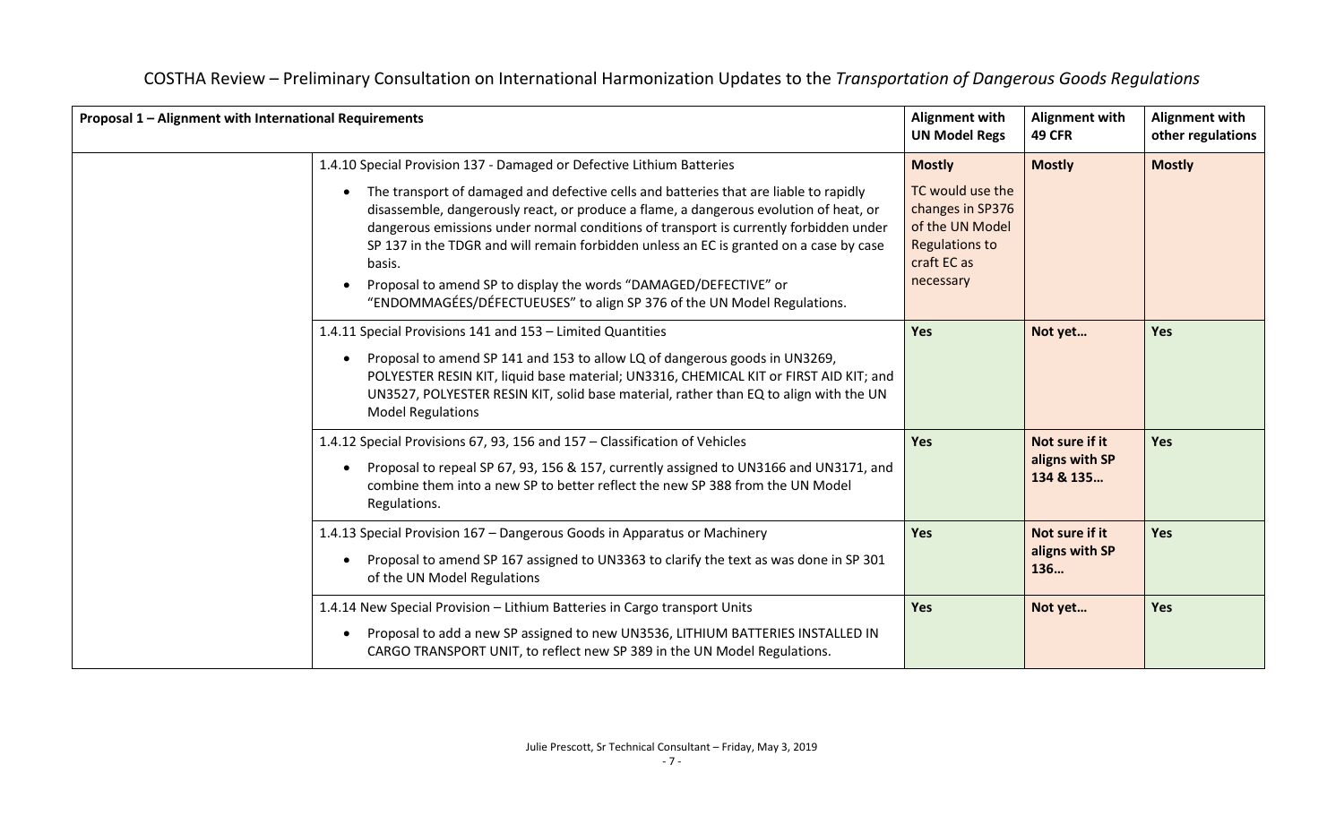# COSTHA Review – Preliminary Consultation on International Harmonization Updates to the *Transportation of Dangerous Goods Regulations*

| **Proposal 1 – Alignment with International Requirements** | | **Alignment with UN Model Regs** | **Alignment with 49 CFR** | **Alignment with other regulations** |
|---|---|---|---|---|
| | 1.4.10 Special Provision 137 - Damaged or Defective Lithium Batteries<br>• The transport of damaged and defective cells and batteries that are liable to rapidly disassemble, dangerously react, or produce a flame, a dangerous evolution of heat, or dangerous emissions under normal conditions of transport is currently forbidden under SP 137 in the TDGR and will remain forbidden unless an EC is granted on a case by case basis.<br>• Proposal to amend SP to display the words "DAMAGED/DEFECTIVE" or "ENDOMMAGÉES/DÉFECTUEUSES" to align SP 376 of the UN Model Regulations. | **Mostly**<br>TC would use the changes in SP376 of the UN Model Regulations to craft EC as necessary | **Mostly** | **Mostly** |
| | 1.4.11 Special Provisions 141 and 153 – Limited Quantities<br>• Proposal to amend SP 141 and 153 to allow LQ of dangerous goods in UN3269, POLYESTER RESIN KIT, liquid base material; UN3316, CHEMICAL KIT or FIRST AID KIT; and UN3527, POLYESTER RESIN KIT, solid base material, rather than EQ to align with the UN Model Regulations | **Yes** | **Not yet…** | **Yes** |
| | 1.4.12 Special Provisions 67, 93, 156 and 157 – Classification of Vehicles<br>• Proposal to repeal SP 67, 93, 156 & 157, currently assigned to UN3166 and UN3171, and combine them into a new SP to better reflect the new SP 388 from the UN Model Regulations. | **Yes** | **Not sure if it aligns with SP 134 & 135…** | **Yes** |
| | 1.4.13 Special Provision 167 – Dangerous Goods in Apparatus or Machinery<br>• Proposal to amend SP 167 assigned to UN3363 to clarify the text as was done in SP 301 of the UN Model Regulations | **Yes** | **Not sure if it aligns with SP 136…** | **Yes** |
| | 1.4.14 New Special Provision – Lithium Batteries in Cargo transport Units<br>• Proposal to add a new SP assigned to new UN3536, LITHIUM BATTERIES INSTALLED IN CARGO TRANSPORT UNIT, to reflect new SP 389 in the UN Model Regulations. | **Yes** | **Not yet…** | **Yes** |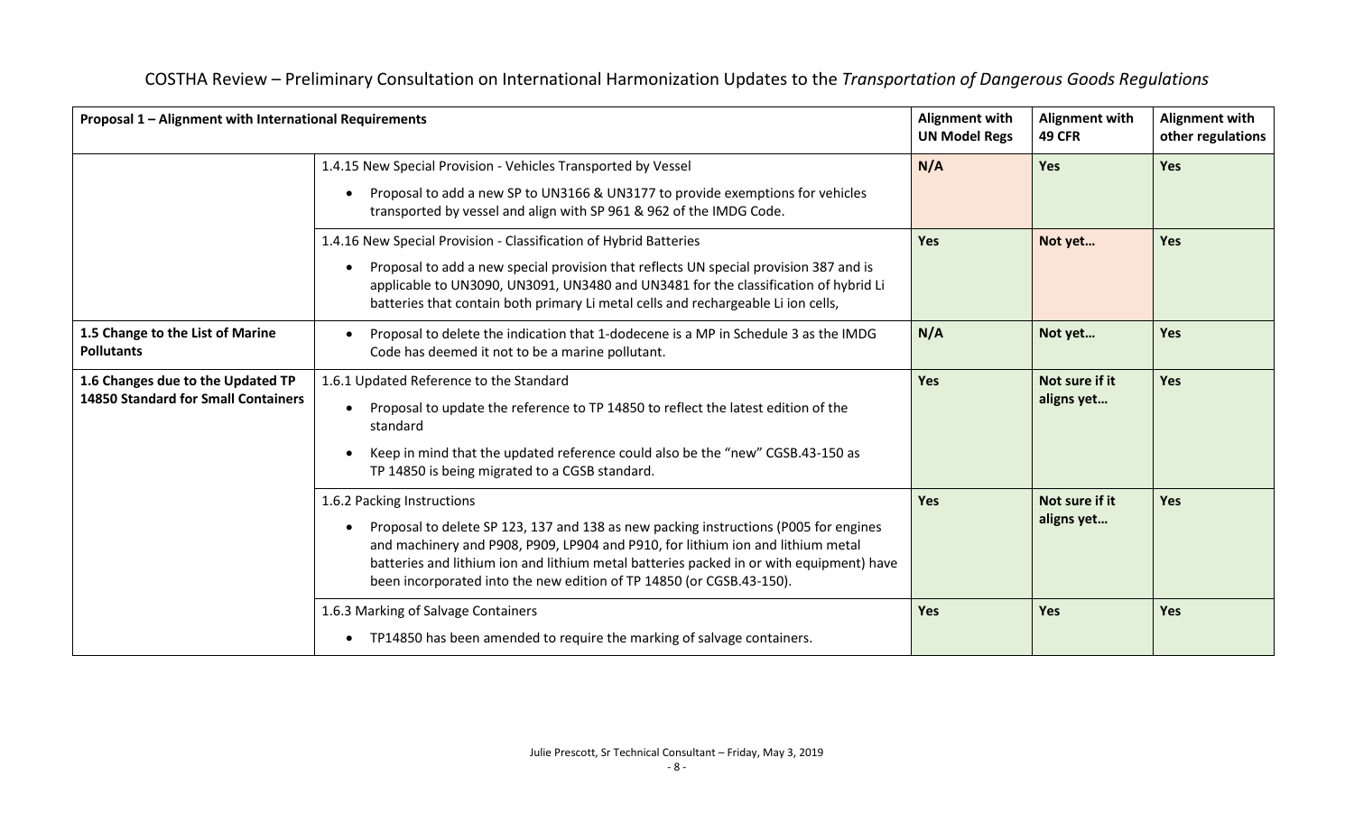# COSTHA Review – Preliminary Consultation on International Harmonization Updates to the *Transportation of Dangerous Goods Regulations*

| Proposal 1 – Alignment with International Requirements | | Alignment with UN Model Regs | Alignment with 49 CFR | Alignment with other regulations |
|---|---|---|---|---|
| | 1.4.15 New Special Provision - Vehicles Transported by Vessel<br>• Proposal to add a new SP to UN3166 & UN3177 to provide exemptions for vehicles transported by vessel and align with SP 961 & 962 of the IMDG Code. | **N/A** | **Yes** | **Yes** |
| | 1.4.16 New Special Provision - Classification of Hybrid Batteries<br>• Proposal to add a new special provision that reflects UN special provision 387 and is applicable to UN3090, UN3091, UN3480 and UN3481 for the classification of hybrid Li batteries that contain both primary Li metal cells and rechargeable Li ion cells, | **Yes** | **Not yet…** | **Yes** |
| **1.5 Change to the List of Marine Pollutants** | • Proposal to delete the indication that 1-dodecene is a MP in Schedule 3 as the IMDG Code has deemed it not to be a marine pollutant. | **N/A** | **Not yet…** | **Yes** |
| **1.6 Changes due to the Updated TP 14850 Standard for Small Containers** | 1.6.1 Updated Reference to the Standard<br>• Proposal to update the reference to TP 14850 to reflect the latest edition of the standard<br>• Keep in mind that the updated reference could also be the "new" CGSB.43-150 as TP 14850 is being migrated to a CGSB standard. | **Yes** | **Not sure if it aligns yet…** | **Yes** |
| | 1.6.2 Packing Instructions<br>• Proposal to delete SP 123, 137 and 138 as new packing instructions (P005 for engines and machinery and P908, P909, LP904 and P910, for lithium ion and lithium metal batteries and lithium ion and lithium metal batteries packed in or with equipment) have been incorporated into the new edition of TP 14850 (or CGSB.43-150). | **Yes** | **Not sure if it aligns yet…** | **Yes** |
| | 1.6.3 Marking of Salvage Containers<br>• TP14850 has been amended to require the marking of salvage containers. | **Yes** | **Yes** | **Yes** |

Julie Prescott, Sr Technical Consultant – Friday, May 3, 2019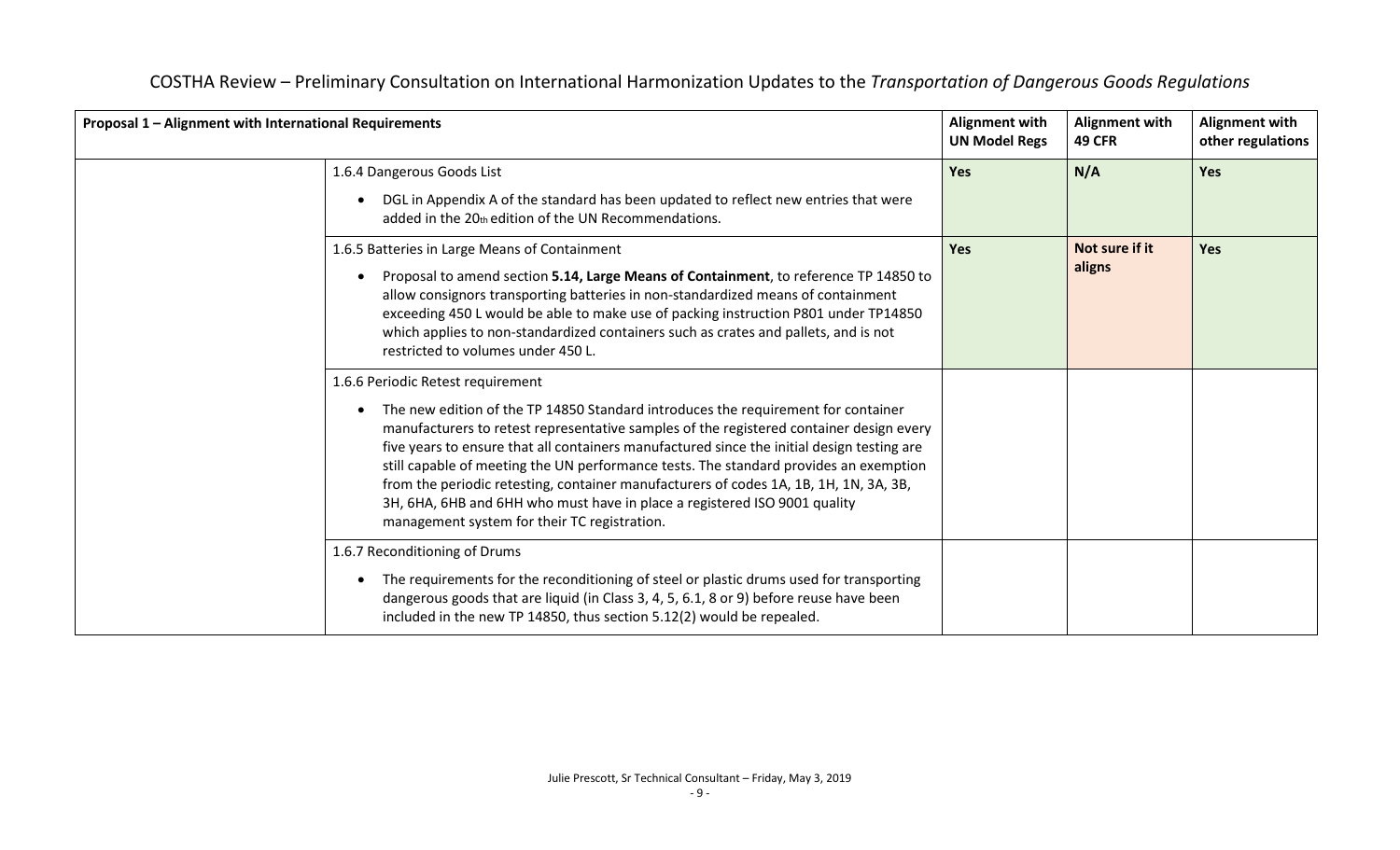COSTHA Review – Preliminary Consultation on International Harmonization Updates to the *Transportation of Dangerous Goods Regulations*

| **Proposal 1 – Alignment with International Requirements** | | **Alignment with UN Model Regs** | **Alignment with 49 CFR** | **Alignment with other regulations** |
|---|---|---|---|---|
| | 1.6.4 Dangerous Goods List<br>• DGL in Appendix A of the standard has been updated to reflect new entries that were added in the 20th edition of the UN Recommendations. | **Yes** | **N/A** | **Yes** |
| | 1.6.5 Batteries in Large Means of Containment<br>• Proposal to amend section **5.14, Large Means of Containment**, to reference TP 14850 to allow consignors transporting batteries in non-standardized means of containment exceeding 450 L would be able to make use of packing instruction P801 under TP14850 which applies to non-standardized containers such as crates and pallets, and is not restricted to volumes under 450 L. | **Yes** | **Not sure if it aligns** | **Yes** |
| | 1.6.6 Periodic Retest requirement<br>• The new edition of the TP 14850 Standard introduces the requirement for container manufacturers to retest representative samples of the registered container design every five years to ensure that all containers manufactured since the initial design testing are still capable of meeting the UN performance tests. The standard provides an exemption from the periodic retesting, container manufacturers of codes 1A, 1B, 1H, 1N, 3A, 3B, 3H, 6HA, 6HB and 6HH who must have in place a registered ISO 9001 quality management system for their TC registration. | | | |
| | 1.6.7 Reconditioning of Drums<br>• The requirements for the reconditioning of steel or plastic drums used for transporting dangerous goods that are liquid (in Class 3, 4, 5, 6.1, 8 or 9) before reuse have been included in the new TP 14850, thus section 5.12(2) would be repealed. | | | |

Julie Prescott, Sr Technical Consultant – Friday, May 3, 2019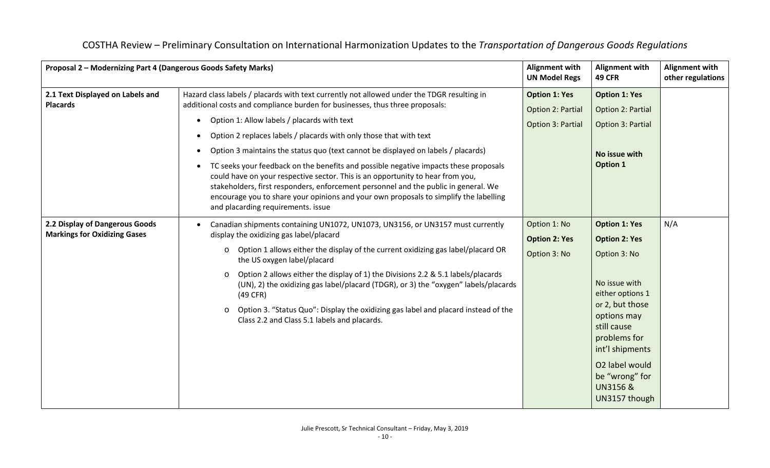# COSTHA Review – Preliminary Consultation on International Harmonization Updates to the *Transportation of Dangerous Goods Regulations*

| Proposal 2 – Modernizing Part 4 (Dangerous Goods Safety Marks) | | Alignment with UN Model Regs | Alignment with 49 CFR | Alignment with other regulations |
|---|---|---|---|---|
| **2.1 Text Displayed on Labels and Placards** | Hazard class labels / placards with text currently not allowed under the TDGR resulting in additional costs and compliance burden for businesses, thus three proposals:<br>• Option 1: Allow labels / placards with text<br>• Option 2 replaces labels / placards with only those that with text<br>• Option 3 maintains the status quo (text cannot be displayed on labels / placards)<br>• TC seeks your feedback on the benefits and possible negative impacts these proposals could have on your respective sector. This is an opportunity to hear from you, stakeholders, first responders, enforcement personnel and the public in general. We encourage you to share your opinions and your own proposals to simplify the labelling and placarding requirements. issue | **Option 1: Yes**<br>Option 2: Partial<br>Option 3: Partial | **Option 1: Yes**<br>Option 2: Partial<br>Option 3: Partial<br><br>**No issue with Option 1** | |
| **2.2 Display of Dangerous Goods Markings for Oxidizing Gases** | • Canadian shipments containing UN1072, UN1073, UN3156, or UN3157 must currently display the oxidizing gas label/placard<br>o Option 1 allows either the display of the current oxidizing gas label/placard OR the US oxygen label/placard<br>o Option 2 allows either the display of 1) the Divisions 2.2 & 5.1 labels/placards (UN), 2) the oxidizing gas label/placard (TDGR), or 3) the "oxygen" labels/placards (49 CFR)<br>o Option 3. "Status Quo": Display the oxidizing gas label and placard instead of the Class 2.2 and Class 5.1 labels and placards. | Option 1: No<br>**Option 2: Yes**<br>Option 3: No | **Option 1: Yes**<br>**Option 2: Yes**<br>Option 3: No<br><br>No issue with either options 1 or 2, but those options may still cause problems for int'l shipments<br><br>O2 label would be "wrong" for UN3156 & UN3157 though | N/A |

Julie Prescott, Sr Technical Consultant – Friday, May 3, 2019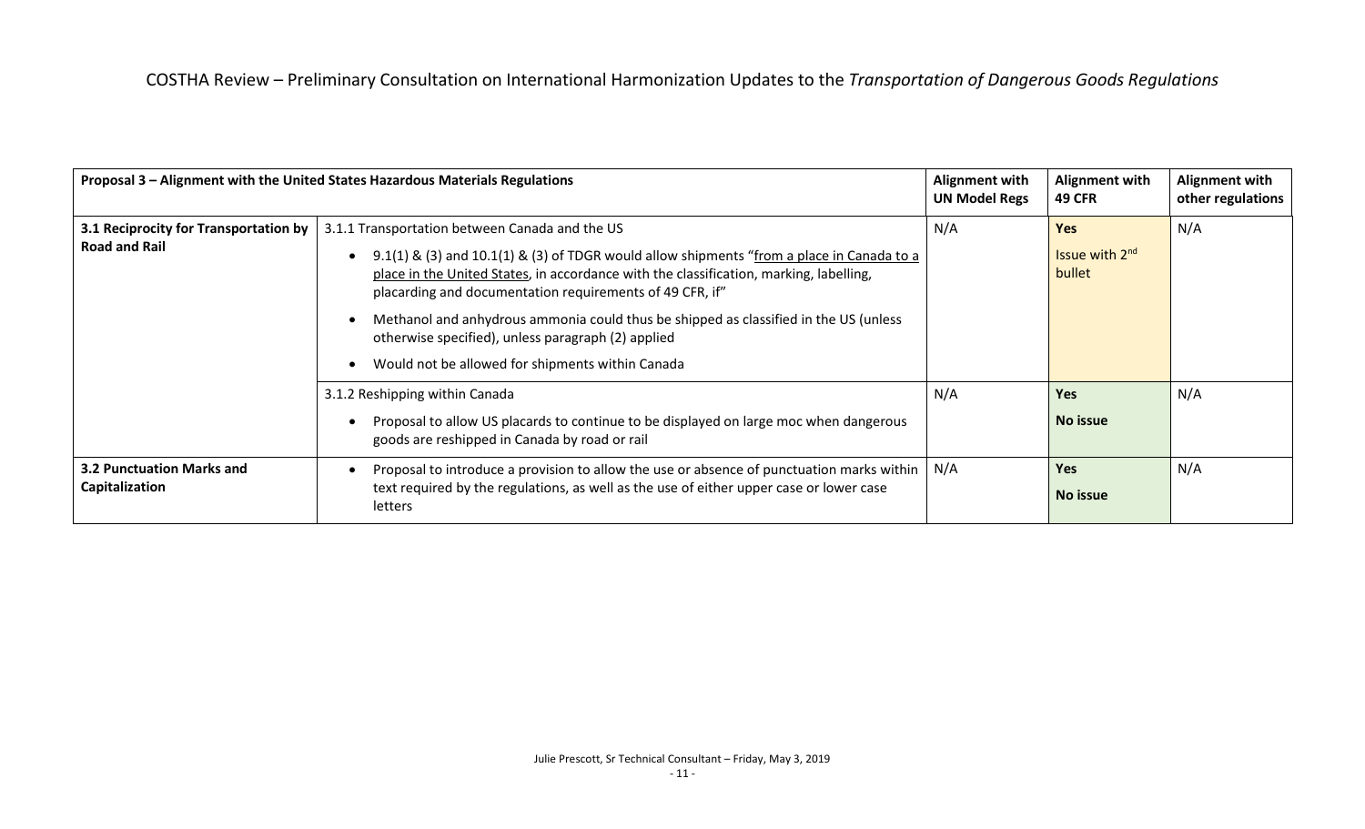| Proposal 3 – Alignment with the United States Hazardous Materials Regulations | | Alignment with UN Model Regs | Alignment with 49 CFR | Alignment with other regulations |
|---|---|---|---|---|
| **3.1 Reciprocity for Transportation by Road and Rail** | 3.1.1 Transportation between Canada and the US<br>• 9.1(1) & (3) and 10.1(1) & (3) of TDGR would allow shipments "from a place in Canada to a place in the United States, in accordance with the classification, marking, labelling, placarding and documentation requirements of 49 CFR, if"<br>• Methanol and anhydrous ammonia could thus be shipped as classified in the US (unless otherwise specified), unless paragraph (2) applied<br>• Would not be allowed for shipments within Canada | N/A | **Yes**<br>Issue with 2nd bullet | N/A |
| | 3.1.2 Reshipping within Canada<br>• Proposal to allow US placards to continue to be displayed on large moc when dangerous goods are reshipped in Canada by road or rail | N/A | **Yes**<br>**No issue** | N/A |
| **3.2 Punctuation Marks and Capitalization** | • Proposal to introduce a provision to allow the use or absence of punctuation marks within text required by the regulations, as well as the use of either upper case or lower case letters | N/A | **Yes**<br>**No issue** | N/A |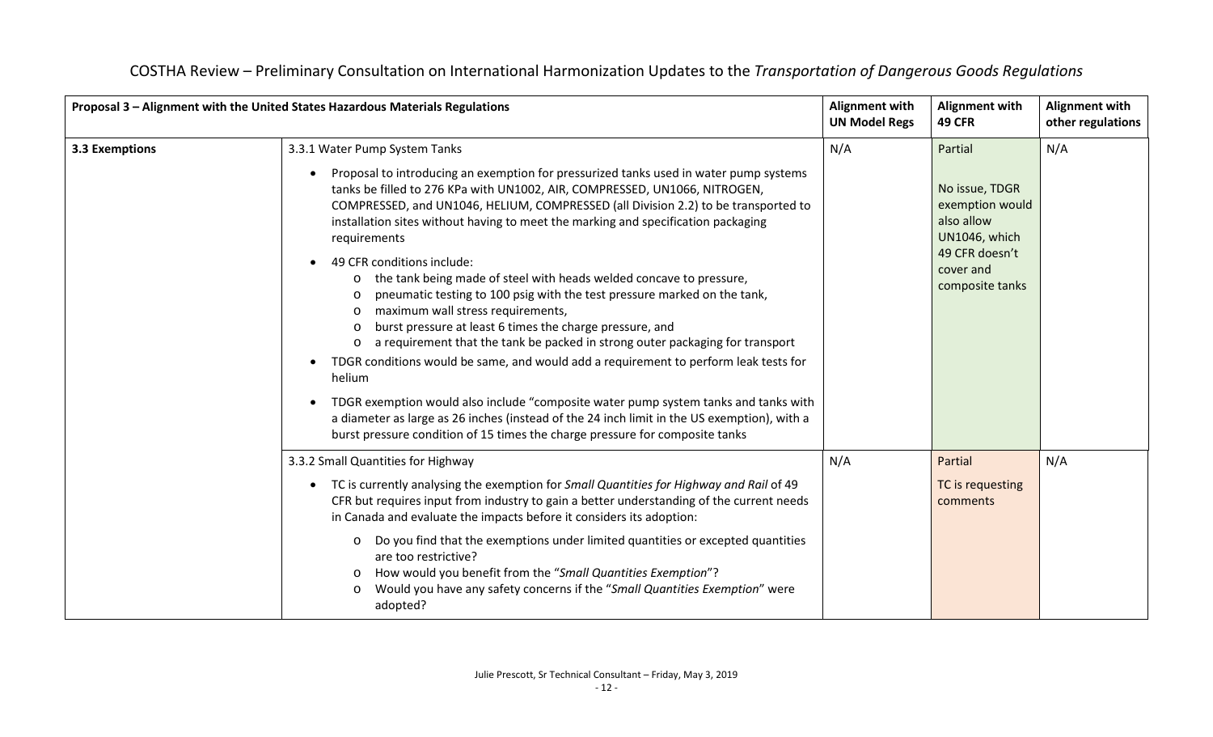# COSTHA Review – Preliminary Consultation on International Harmonization Updates to the *Transportation of Dangerous Goods Regulations*

| Proposal 3 – Alignment with the United States Hazardous Materials Regulations | | Alignment with UN Model Regs | Alignment with 49 CFR | Alignment with other regulations |
|---|---|---|---|---|
| **3.3 Exemptions** | 3.3.1 Water Pump System Tanks<br><br>• Proposal to introducing an exemption for pressurized tanks used in water pump systems tanks be filled to 276 KPa with UN1002, AIR, COMPRESSED, UN1066, NITROGEN, COMPRESSED, and UN1046, HELIUM, COMPRESSED (all Division 2.2) to be transported to installation sites without having to meet the marking and specification packaging requirements<br>• 49 CFR conditions include:<br>&nbsp;&nbsp;o the tank being made of steel with heads welded concave to pressure,<br>&nbsp;&nbsp;o pneumatic testing to 100 psig with the test pressure marked on the tank,<br>&nbsp;&nbsp;o maximum wall stress requirements,<br>&nbsp;&nbsp;o burst pressure at least 6 times the charge pressure, and<br>&nbsp;&nbsp;o a requirement that the tank be packed in strong outer packaging for transport<br>• TDGR conditions would be same, and would add a requirement to perform leak tests for helium<br>• TDGR exemption would also include "composite water pump system tanks and tanks with a diameter as large as 26 inches (instead of the 24 inch limit in the US exemption), with a burst pressure condition of 15 times the charge pressure for composite tanks | N/A | Partial<br><br>No issue, TDGR exemption would also allow UN1046, which 49 CFR doesn't cover and composite tanks | N/A |
| | 3.3.2 Small Quantities for Highway<br><br>• TC is currently analysing the exemption for *Small Quantities for Highway and Rail* of 49 CFR but requires input from industry to gain a better understanding of the current needs in Canada and evaluate the impacts before it considers its adoption:<br>&nbsp;&nbsp;o Do you find that the exemptions under limited quantities or excepted quantities are too restrictive?<br>&nbsp;&nbsp;o How would you benefit from the "*Small Quantities Exemption*"?<br>&nbsp;&nbsp;o Would you have any safety concerns if the "*Small Quantities Exemption*" were adopted? | N/A | Partial<br><br>TC is requesting comments | N/A |

Julie Prescott, Sr Technical Consultant – Friday, May 3, 2019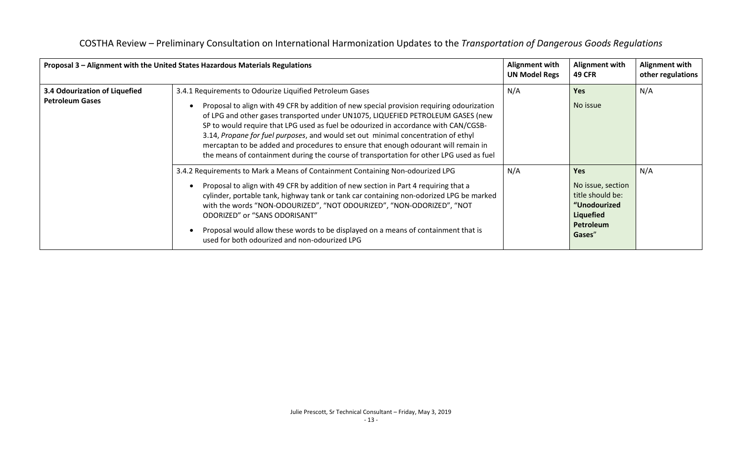# COSTHA Review – Preliminary Consultation on International Harmonization Updates to the *Transportation of Dangerous Goods Regulations*

| **Proposal 3 – Alignment with the United States Hazardous Materials Regulations** | | **Alignment with UN Model Regs** | **Alignment with 49 CFR** | **Alignment with other regulations** |
|---|---|---|---|---|
| **3.4 Odourization of Liquified Petroleum Gases** | 3.4.1 Requirements to Odourize Liquified Petroleum Gases<br>• Proposal to align with 49 CFR by addition of new special provision requiring odourization of LPG and other gases transported under UN1075, LIQUEFIED PETROLEUM GASES (new SP to would require that LPG used as fuel be odourized in accordance with CAN/CGSB-3.14, *Propane for fuel purposes*, and would set out minimal concentration of ethyl mercaptan to be added and procedures to ensure that enough odourant will remain in the means of containment during the course of transportation for other LPG used as fuel | N/A | **Yes**<br>No issue | N/A |
| | 3.4.2 Requirements to Mark a Means of Containment Containing Non-odourized LPG<br>• Proposal to align with 49 CFR by addition of new section in Part 4 requiring that a cylinder, portable tank, highway tank or tank car containing non-odorized LPG be marked with the words "NON-ODOURIZED", "NOT ODOURIZED", "NON-ODORIZED", "NOT ODORIZED" or "SANS ODORISANT"<br>• Proposal would allow these words to be displayed on a means of containment that is used for both odourized and non-odourized LPG | N/A | **Yes**<br>No issue, section title should be: **"Unodourized Liquified Petroleum Gases**" | N/A |

Julie Prescott, Sr Technical Consultant – Friday, May 3, 2019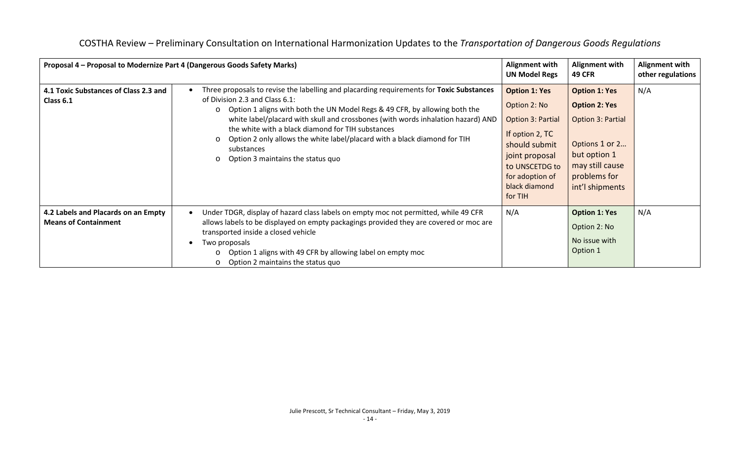# COSTHA Review – Preliminary Consultation on International Harmonization Updates to the *Transportation of Dangerous Goods Regulations*

| **Proposal 4 – Proposal to Modernize Part 4 (Dangerous Goods Safety Marks)** | | **Alignment with UN Model Regs** | **Alignment with 49 CFR** | **Alignment with other regulations** |
|---|---|---|---|---|
| **4.1 Toxic Substances of Class 2.3 and Class 6.1** | • Three proposals to revise the labelling and placarding requirements for **Toxic Substances** of Division 2.3 and Class 6.1:<br>o Option 1 aligns with both the UN Model Regs & 49 CFR, by allowing both the white label/placard with skull and crossbones (with words inhalation hazard) AND the white with a black diamond for TIH substances<br>o Option 2 only allows the white label/placard with a black diamond for TIH substances<br>o Option 3 maintains the status quo | **Option 1: Yes**<br>Option 2: No<br>Option 3: Partial<br>If option 2, TC should submit joint proposal to UNSCETDG to for adoption of black diamond for TIH | **Option 1: Yes**<br>**Option 2: Yes**<br>Option 3: Partial<br>Options 1 or 2… but option 1 may still cause problems for int'l shipments | N/A |
| **4.2 Labels and Placards on an Empty Means of Containment** | • Under TDGR, display of hazard class labels on empty moc not permitted, while 49 CFR allows labels to be displayed on empty packagings provided they are covered or moc are transported inside a closed vehicle<br>• Two proposals<br>o Option 1 aligns with 49 CFR by allowing label on empty moc<br>o Option 2 maintains the status quo | N/A | **Option 1: Yes**<br>Option 2: No<br>No issue with Option 1 | N/A |

Julie Prescott, Sr Technical Consultant – Friday, May 3, 2019